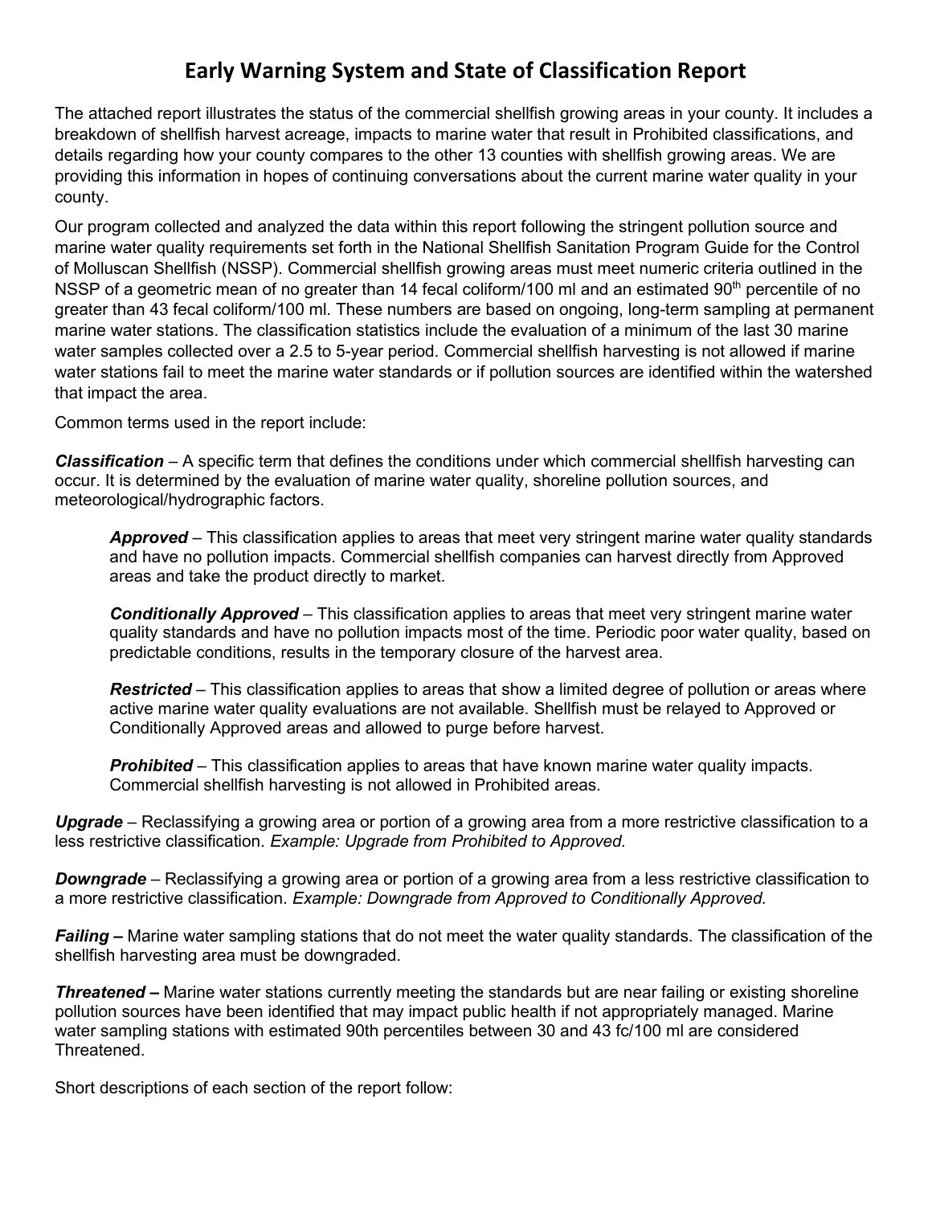# Early Warning System and State of Classification Report

The attached report illustrates the status of the commercial shellfish growing areas in your county. It includes a breakdown of shellfish harvest acreage, impacts to marine water that result in Prohibited classifications, and details regarding how your county compares to the other 13 counties with shellfish growing areas. We are providing this information in hopes of continuing conversations about the current marine water quality in your county.

Our program collected and analyzed the data within this report following the stringent pollution source and marine water quality requirements set forth in the National Shellfish Sanitation Program Guide for the Control of Molluscan Shellfish (NSSP). Commercial shellfish growing areas must meet numeric criteria outlined in the NSSP of a geometric mean of no greater than 14 fecal coliform/100 ml and an estimated 90th percentile of no greater than 43 fecal coliform/100 ml. These numbers are based on ongoing, long-term sampling at permanent marine water stations. The classification statistics include the evaluation of a minimum of the last 30 marine water samples collected over a 2.5 to 5-year period. Commercial shellfish harvesting is not allowed if marine water stations fail to meet the marine water standards or if pollution sources are identified within the watershed that impact the area.

Common terms used in the report include:

***Classification*** – A specific term that defines the conditions under which commercial shellfish harvesting can occur. It is determined by the evaluation of marine water quality, shoreline pollution sources, and meteorological/hydrographic factors.

> ***Approved*** – This classification applies to areas that meet very stringent marine water quality standards and have no pollution impacts. Commercial shellfish companies can harvest directly from Approved areas and take the product directly to market.
>
> ***Conditionally Approved*** – This classification applies to areas that meet very stringent marine water quality standards and have no pollution impacts most of the time. Periodic poor water quality, based on predictable conditions, results in the temporary closure of the harvest area.
>
> ***Restricted*** – This classification applies to areas that show a limited degree of pollution or areas where active marine water quality evaluations are not available. Shellfish must be relayed to Approved or Conditionally Approved areas and allowed to purge before harvest.
>
> ***Prohibited*** – This classification applies to areas that have known marine water quality impacts. Commercial shellfish harvesting is not allowed in Prohibited areas.

***Upgrade*** – Reclassifying a growing area or portion of a growing area from a more restrictive classification to a less restrictive classification. *Example: Upgrade from Prohibited to Approved.*

***Downgrade*** – Reclassifying a growing area or portion of a growing area from a less restrictive classification to a more restrictive classification. *Example: Downgrade from Approved to Conditionally Approved.*

***Failing –*** Marine water sampling stations that do not meet the water quality standards. The classification of the shellfish harvesting area must be downgraded.

***Threatened –*** Marine water stations currently meeting the standards but are near failing or existing shoreline pollution sources have been identified that may impact public health if not appropriately managed. Marine water sampling stations with estimated 90th percentiles between 30 and 43 fc/100 ml are considered Threatened.

Short descriptions of each section of the report follow: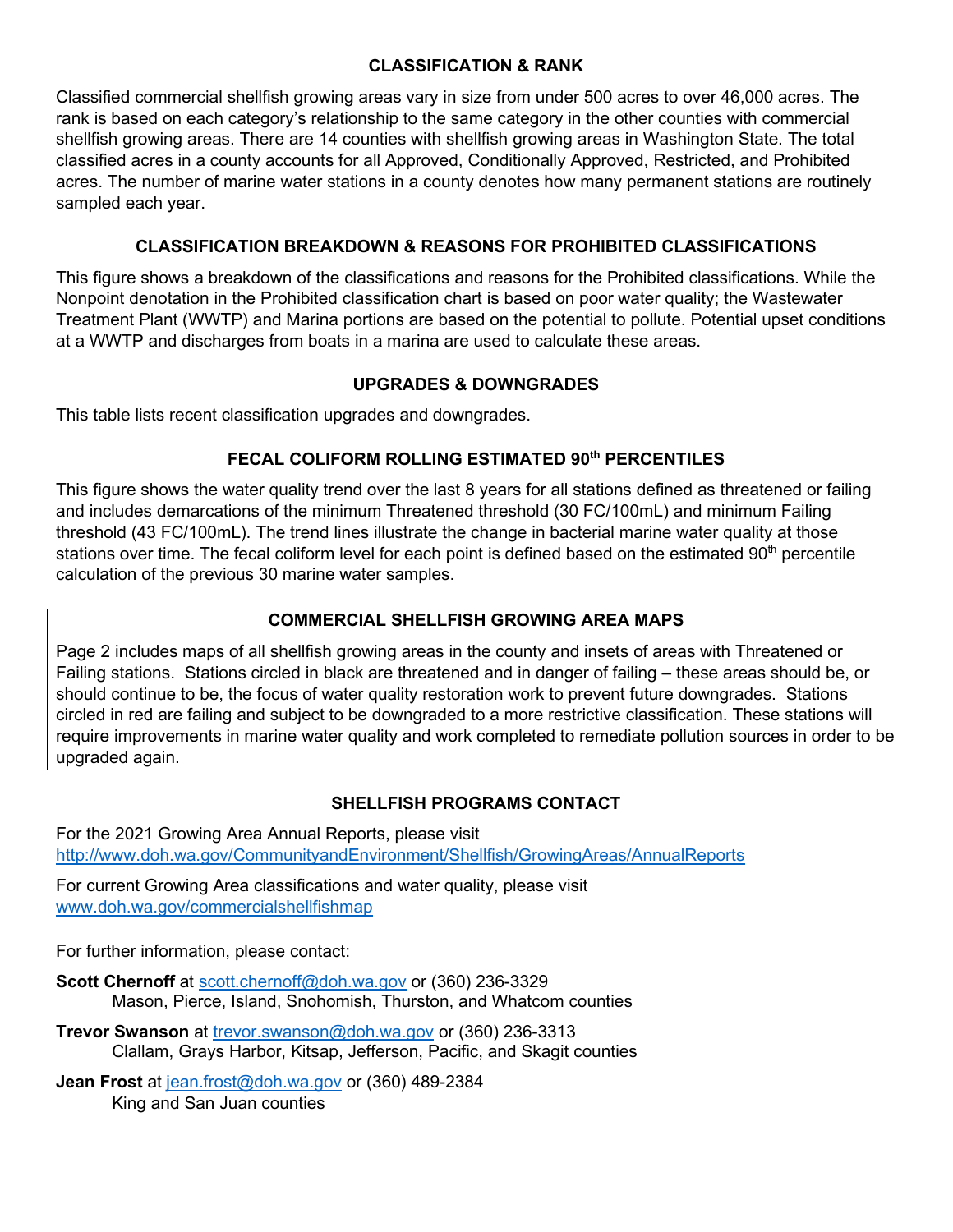## CLASSIFICATION & RANK

Classified commercial shellfish growing areas vary in size from under 500 acres to over 46,000 acres. The rank is based on each category's relationship to the same category in the other counties with commercial shellfish growing areas. There are 14 counties with shellfish growing areas in Washington State. The total classified acres in a county accounts for all Approved, Conditionally Approved, Restricted, and Prohibited acres. The number of marine water stations in a county denotes how many permanent stations are routinely sampled each year.

## CLASSIFICATION BREAKDOWN & REASONS FOR PROHIBITED CLASSIFICATIONS

This figure shows a breakdown of the classifications and reasons for the Prohibited classifications. While the Nonpoint denotation in the Prohibited classification chart is based on poor water quality; the Wastewater Treatment Plant (WWTP) and Marina portions are based on the potential to pollute. Potential upset conditions at a WWTP and discharges from boats in a marina are used to calculate these areas.

## UPGRADES & DOWNGRADES

This table lists recent classification upgrades and downgrades.

## FECAL COLIFORM ROLLING ESTIMATED 90$^{th}$ PERCENTILES

This figure shows the water quality trend over the last 8 years for all stations defined as threatened or failing and includes demarcations of the minimum Threatened threshold (30 FC/100mL) and minimum Failing threshold (43 FC/100mL). The trend lines illustrate the change in bacterial marine water quality at those stations over time. The fecal coliform level for each point is defined based on the estimated 90$^{th}$ percentile calculation of the previous 30 marine water samples.

## COMMERCIAL SHELLFISH GROWING AREA MAPS

Page 2 includes maps of all shellfish growing areas in the county and insets of areas with Threatened or Failing stations. Stations circled in black are threatened and in danger of failing – these areas should be, or should continue to be, the focus of water quality restoration work to prevent future downgrades. Stations circled in red are failing and subject to be downgraded to a more restrictive classification. These stations will require improvements in marine water quality and work completed to remediate pollution sources in order to be upgraded again.

## SHELLFISH PROGRAMS CONTACT

For the 2021 Growing Area Annual Reports, please visit
http://www.doh.wa.gov/CommunityandEnvironment/Shellfish/GrowingAreas/AnnualReports

For current Growing Area classifications and water quality, please visit
www.doh.wa.gov/commercialshellfishmap

For further information, please contact:

**Scott Chernoff** at scott.chernoff@doh.wa.gov or (360) 236-3329
Mason, Pierce, Island, Snohomish, Thurston, and Whatcom counties

**Trevor Swanson** at trevor.swanson@doh.wa.gov or (360) 236-3313
Clallam, Grays Harbor, Kitsap, Jefferson, Pacific, and Skagit counties

**Jean Frost** at jean.frost@doh.wa.gov or (360) 489-2384
King and San Juan counties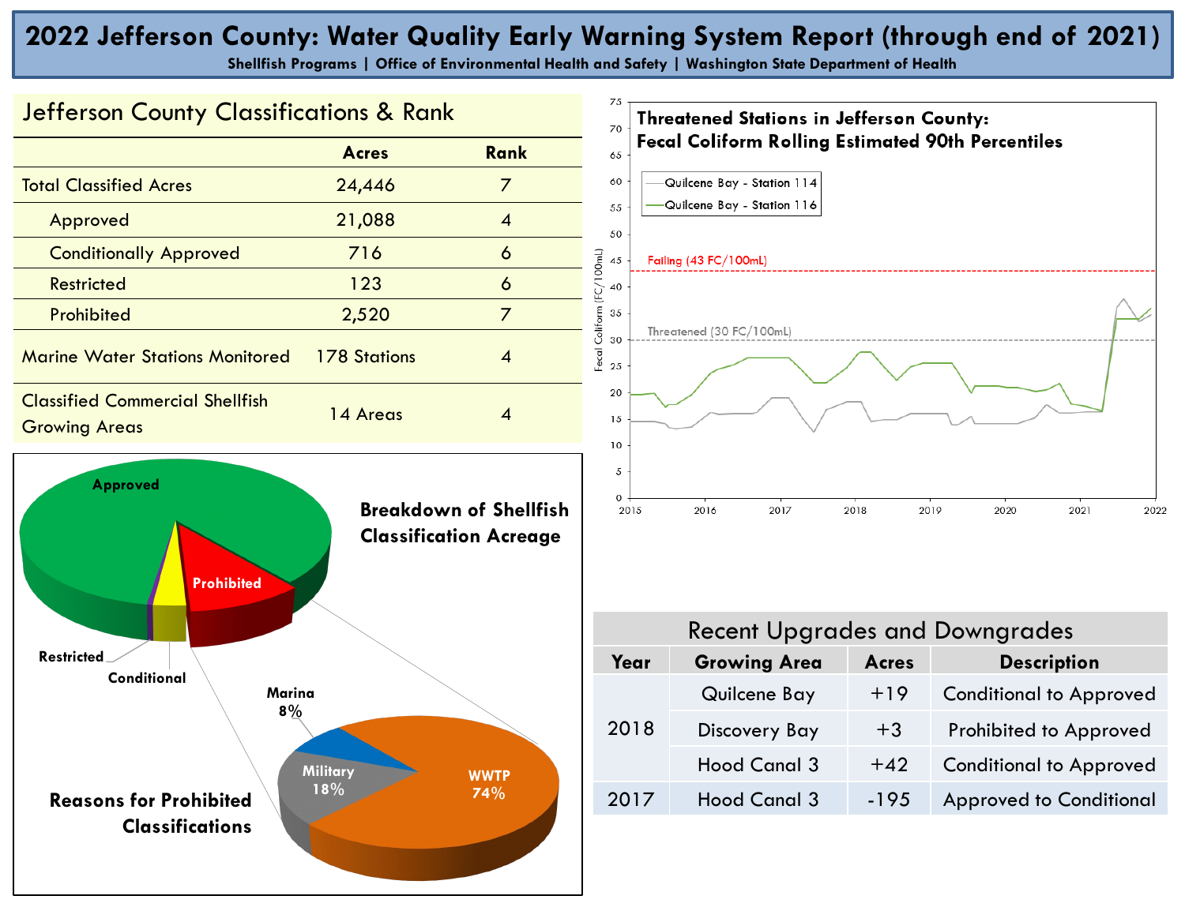# 2022 Jefferson County: Water Quality Early Warning System Report (through end of 2021)

**Shellfish Programs | Office of Environmental Health and Safety | Washington State Department of Health**

## Jefferson County Classifications & Rank

| | Acres | Rank |
|---|---|---|
| Total Classified Acres | 24,446 | 7 |
| Approved | 21,088 | 4 |
| Conditionally Approved | 716 | 6 |
| Restricted | 123 | 6 |
| Prohibited | 2,520 | 7 |
| Marine Water Stations Monitored | 178 Stations | 4 |
| Classified Commercial Shellfish Growing Areas | 14 Areas | 4 |

**Threatened Stations in Jefferson County: Fecal Coliform Rolling Estimated 90th Percentiles**

Quilcene Bay - Station 114
Quilcene Bay - Station 116

Failing (43 FC/100mL)
Threatened (30 FC/100mL)

**Breakdown of Shellfish Classification Acreage**

Approved, Prohibited, Restricted, Conditional

**Reasons for Prohibited Classifications**

WWTP 74%, Military 18%, Marina 8%

## Recent Upgrades and Downgrades

| Year | Growing Area | Acres | Description |
|---|---|---|---|
| 2018 | Quilcene Bay | +19 | Conditional to Approved |
| | Discovery Bay | +3 | Prohibited to Approved |
| | Hood Canal 3 | +42 | Conditional to Approved |
| 2017 | Hood Canal 3 | -195 | Approved to Conditional |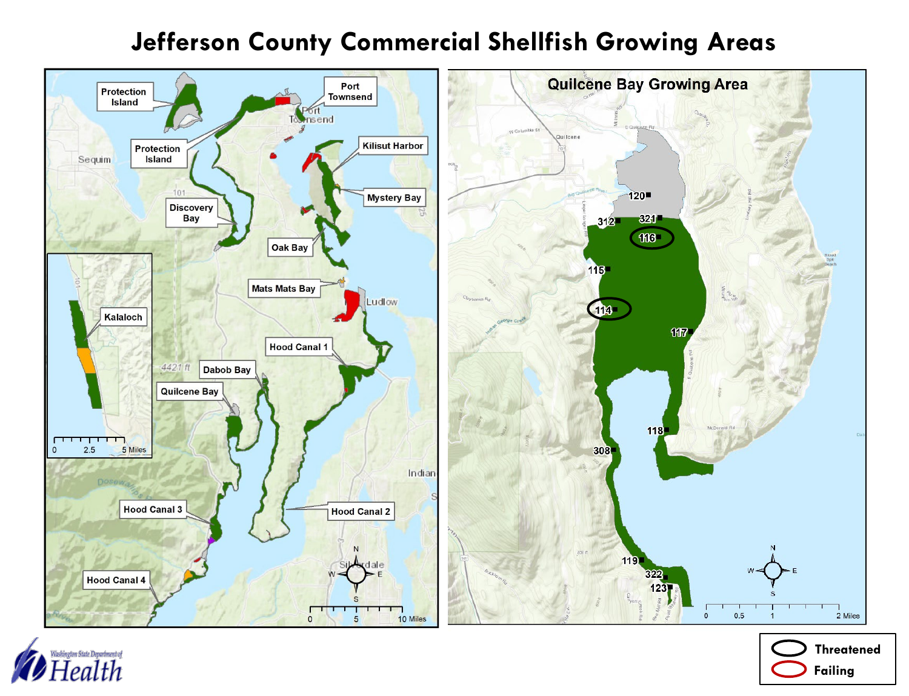# Jefferson County Commercial Shellfish Growing Areas

Protection Island

Port Townsend

Protection Island

Kilisut Harbor

Mystery Bay

Discovery Bay

Oak Bay

Mats Mats Bay

Hood Canal 1

Dabob Bay

Quilcene Bay

Kalaloch

0 2.5 5 Miles

Hood Canal 3

Hood Canal 2

Hood Canal 4

0 5 10 Miles

## Quilcene Bay Growing Area

120

312

321

116

115

114

117

118

308

119

322

123

0 0.5 1 2 Miles

Threatened

Failing

Washington State Department of Health